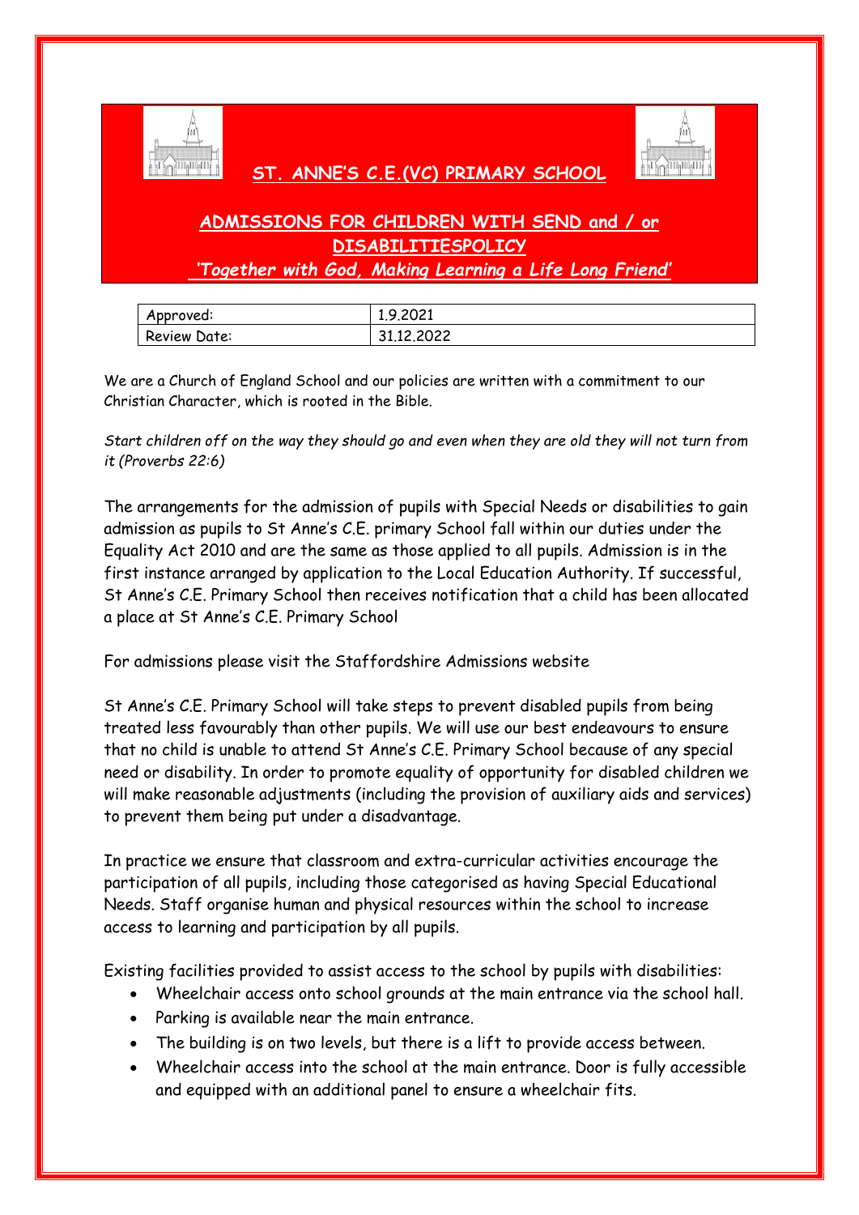# ST. ANNE'S C.E.(VC) PRIMARY SCHOOL

## ADMISSIONS FOR CHILDREN WITH SEND and / or DISABILITIESPOLICY

*'Together with God, Making Learning a Life Long Friend'*

| Approved: | 1.9.2021 |
|---|---|
| Review Date: | 31.12.2022 |

We are a Church of England School and our policies are written with a commitment to our Christian Character, which is rooted in the Bible.

*Start children off on the way they should go and even when they are old they will not turn from it (Proverbs 22:6)*

The arrangements for the admission of pupils with Special Needs or disabilities to gain admission as pupils to St Anne's C.E. primary School fall within our duties under the Equality Act 2010 and are the same as those applied to all pupils. Admission is in the first instance arranged by application to the Local Education Authority. If successful, St Anne's C.E. Primary School then receives notification that a child has been allocated a place at St Anne's C.E. Primary School

For admissions please visit the Staffordshire Admissions website

St Anne's C.E. Primary School will take steps to prevent disabled pupils from being treated less favourably than other pupils. We will use our best endeavours to ensure that no child is unable to attend St Anne's C.E. Primary School because of any special need or disability. In order to promote equality of opportunity for disabled children we will make reasonable adjustments (including the provision of auxiliary aids and services) to prevent them being put under a disadvantage.

In practice we ensure that classroom and extra-curricular activities encourage the participation of all pupils, including those categorised as having Special Educational Needs. Staff organise human and physical resources within the school to increase access to learning and participation by all pupils.

Existing facilities provided to assist access to the school by pupils with disabilities:

- Wheelchair access onto school grounds at the main entrance via the school hall.
- Parking is available near the main entrance.
- The building is on two levels, but there is a lift to provide access between.
- Wheelchair access into the school at the main entrance. Door is fully accessible and equipped with an additional panel to ensure a wheelchair fits.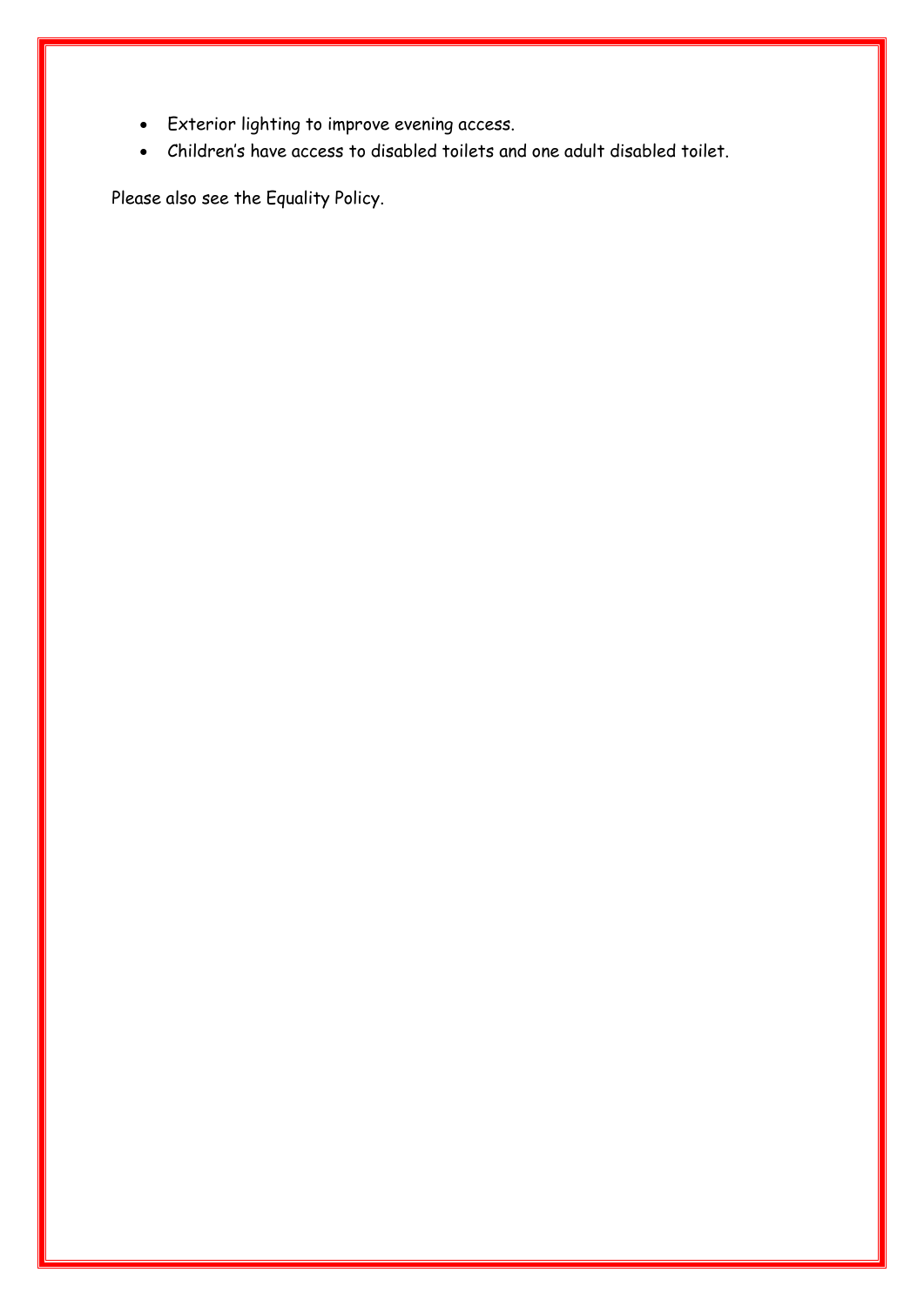- Exterior lighting to improve evening access.
- Children's have access to disabled toilets and one adult disabled toilet.

Please also see the Equality Policy.